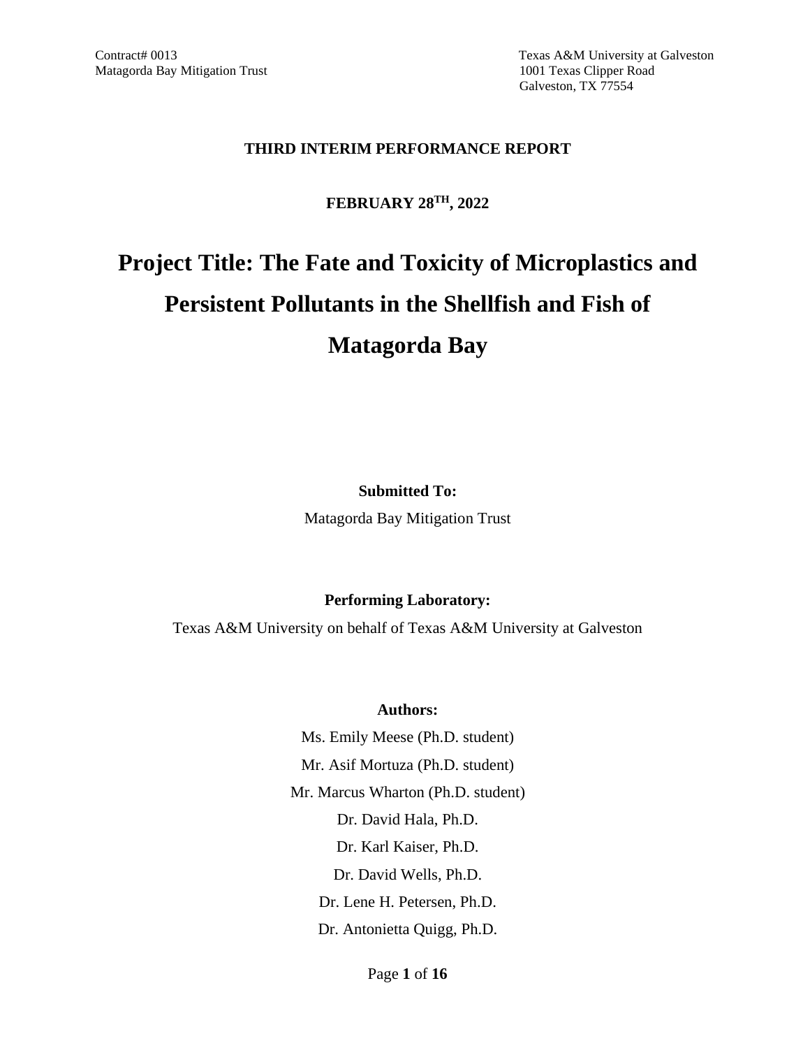Contract# 0013
Matagorda Bay Mitigation Trust

Texas A&M University at Galveston
1001 Texas Clipper Road
Galveston, TX 77554

**THIRD INTERIM PERFORMANCE REPORT**

**FEBRUARY 28TH, 2022**

# Project Title: The Fate and Toxicity of Microplastics and Persistent Pollutants in the Shellfish and Fish of Matagorda Bay

**Submitted To:**

Matagorda Bay Mitigation Trust

**Performing Laboratory:**

Texas A&M University on behalf of Texas A&M University at Galveston

**Authors:**

Ms. Emily Meese (Ph.D. student)

Mr. Asif Mortuza (Ph.D. student)

Mr. Marcus Wharton (Ph.D. student)

Dr. David Hala, Ph.D.

Dr. Karl Kaiser, Ph.D.

Dr. David Wells, Ph.D.

Dr. Lene H. Petersen, Ph.D.

Dr. Antonietta Quigg, Ph.D.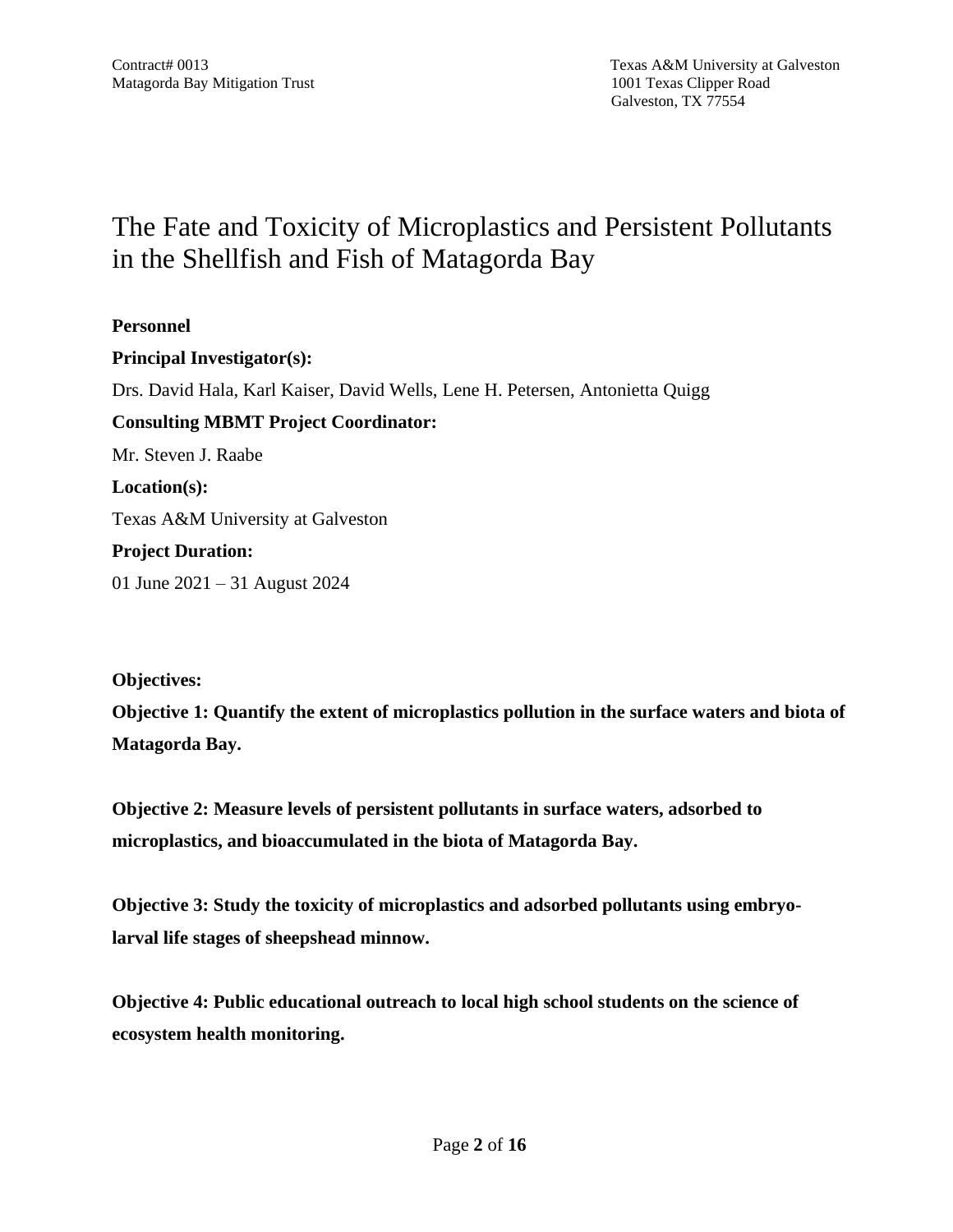Contract# 0013
Matagorda Bay Mitigation Trust

Texas A&M University at Galveston
1001 Texas Clipper Road
Galveston, TX 77554

# The Fate and Toxicity of Microplastics and Persistent Pollutants in the Shellfish and Fish of Matagorda Bay

**Personnel**

**Principal Investigator(s):**

Drs. David Hala, Karl Kaiser, David Wells, Lene H. Petersen, Antonietta Quigg

**Consulting MBMT Project Coordinator:**

Mr. Steven J. Raabe

**Location(s):**

Texas A&M University at Galveston

**Project Duration:**

01 June 2021 – 31 August 2024

**Objectives:**

**Objective 1: Quantify the extent of microplastics pollution in the surface waters and biota of Matagorda Bay.**

**Objective 2: Measure levels of persistent pollutants in surface waters, adsorbed to microplastics, and bioaccumulated in the biota of Matagorda Bay.**

**Objective 3: Study the toxicity of microplastics and adsorbed pollutants using embryo-larval life stages of sheepshead minnow.**

**Objective 4: Public educational outreach to local high school students on the science of ecosystem health monitoring.**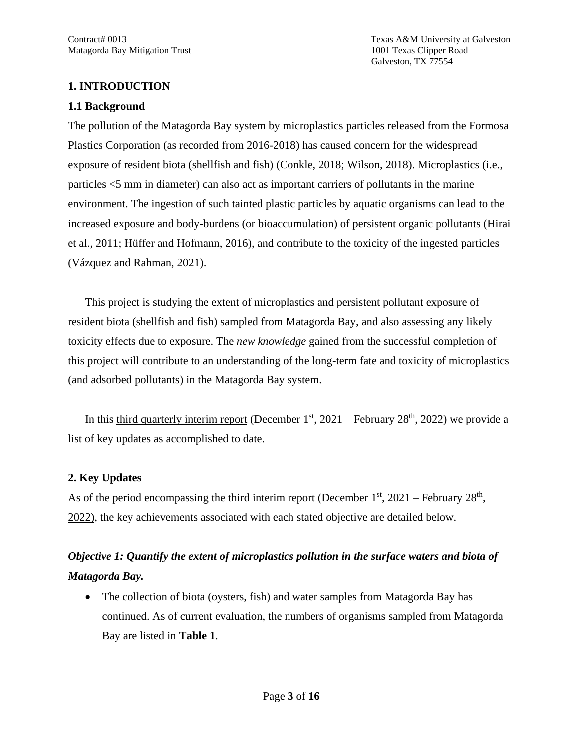## 1. INTRODUCTION

### 1.1 Background

The pollution of the Matagorda Bay system by microplastics particles released from the Formosa Plastics Corporation (as recorded from 2016-2018) has caused concern for the widespread exposure of resident biota (shellfish and fish) (Conkle, 2018; Wilson, 2018). Microplastics (i.e., particles <5 mm in diameter) can also act as important carriers of pollutants in the marine environment. The ingestion of such tainted plastic particles by aquatic organisms can lead to the increased exposure and body-burdens (or bioaccumulation) of persistent organic pollutants (Hirai et al., 2011; Hüffer and Hofmann, 2016), and contribute to the toxicity of the ingested particles (Vázquez and Rahman, 2021).

This project is studying the extent of microplastics and persistent pollutant exposure of resident biota (shellfish and fish) sampled from Matagorda Bay, and also assessing any likely toxicity effects due to exposure. The *new knowledge* gained from the successful completion of this project will contribute to an understanding of the long-term fate and toxicity of microplastics (and adsorbed pollutants) in the Matagorda Bay system.

In this third quarterly interim report (December 1st, 2021 – February 28th, 2022) we provide a list of key updates as accomplished to date.

## 2. Key Updates

As of the period encompassing the third interim report (December 1st, 2021 – February 28th, 2022), the key achievements associated with each stated objective are detailed below.

***Objective 1: Quantify the extent of microplastics pollution in the surface waters and biota of Matagorda Bay.***

- The collection of biota (oysters, fish) and water samples from Matagorda Bay has continued. As of current evaluation, the numbers of organisms sampled from Matagorda Bay are listed in **Table 1**.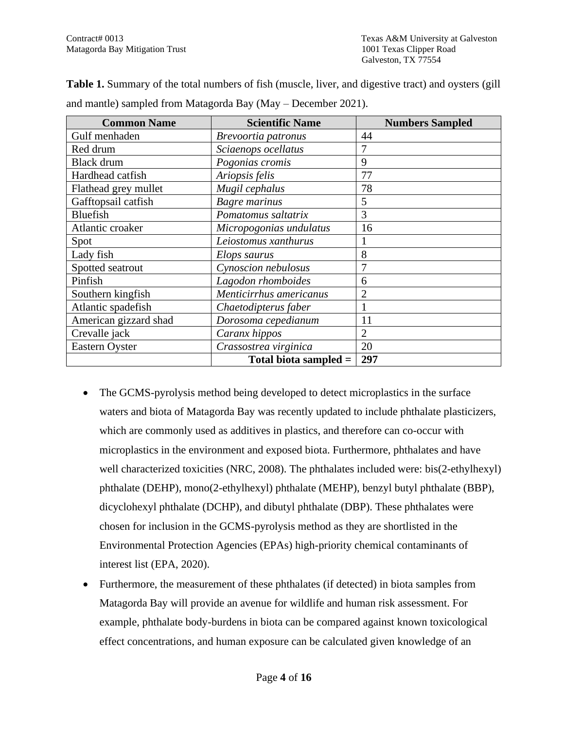**Table 1.** Summary of the total numbers of fish (muscle, liver, and digestive tract) and oysters (gill and mantle) sampled from Matagorda Bay (May – December 2021).

| Common Name | Scientific Name | Numbers Sampled |
|---|---|---|
| Gulf menhaden | *Brevoortia patronus* | 44 |
| Red drum | *Sciaenops ocellatus* | 7 |
| Black drum | *Pogonias cromis* | 9 |
| Hardhead catfish | *Ariopsis felis* | 77 |
| Flathead grey mullet | *Mugil cephalus* | 78 |
| Gafftopsail catfish | *Bagre marinus* | 5 |
| Bluefish | *Pomatomus saltatrix* | 3 |
| Atlantic croaker | *Micropogonias undulatus* | 16 |
| Spot | *Leiostomus xanthurus* | 1 |
| Lady fish | *Elops saurus* | 8 |
| Spotted seatrout | *Cynoscion nebulosus* | 7 |
| Pinfish | *Lagodon rhomboides* | 6 |
| Southern kingfish | *Menticirrhus americanus* | 2 |
| Atlantic spadefish | *Chaetodipterus faber* | 1 |
| American gizzard shad | *Dorosoma cepedianum* | 11 |
| Crevalle jack | *Caranx hippos* | 2 |
| Eastern Oyster | *Crassostrea virginica* | 20 |
| | **Total biota sampled =** | **297** |

- The GCMS-pyrolysis method being developed to detect microplastics in the surface waters and biota of Matagorda Bay was recently updated to include phthalate plasticizers, which are commonly used as additives in plastics, and therefore can co-occur with microplastics in the environment and exposed biota. Furthermore, phthalates and have well characterized toxicities (NRC, 2008). The phthalates included were: bis(2-ethylhexyl) phthalate (DEHP), mono(2-ethylhexyl) phthalate (MEHP), benzyl butyl phthalate (BBP), dicyclohexyl phthalate (DCHP), and dibutyl phthalate (DBP). These phthalates were chosen for inclusion in the GCMS-pyrolysis method as they are shortlisted in the Environmental Protection Agencies (EPAs) high-priority chemical contaminants of interest list (EPA, 2020).
- Furthermore, the measurement of these phthalates (if detected) in biota samples from Matagorda Bay will provide an avenue for wildlife and human risk assessment. For example, phthalate body-burdens in biota can be compared against known toxicological effect concentrations, and human exposure can be calculated given knowledge of an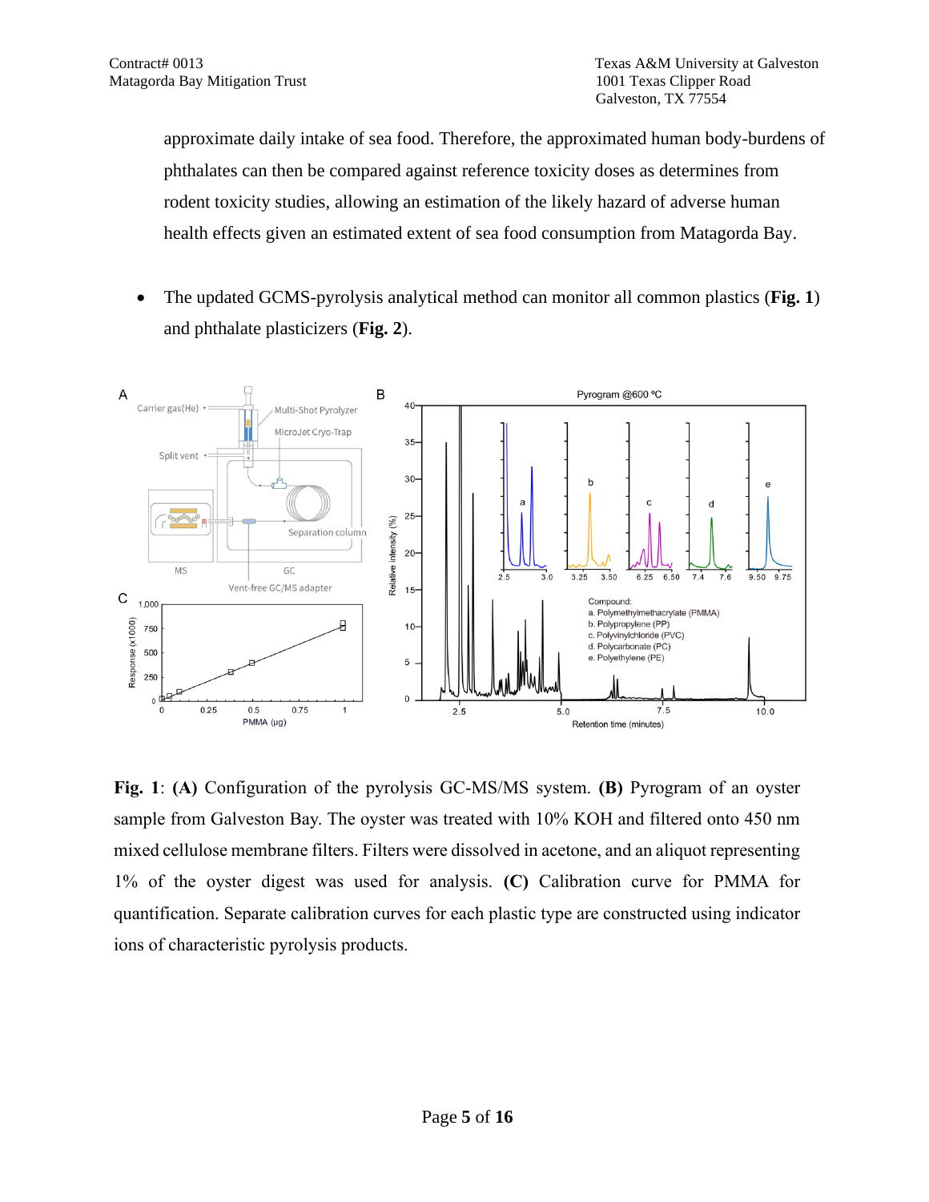approximate daily intake of sea food. Therefore, the approximated human body-burdens of phthalates can then be compared against reference toxicity doses as determines from rodent toxicity studies, allowing an estimation of the likely hazard of adverse human health effects given an estimated extent of sea food consumption from Matagorda Bay.

- The updated GCMS-pyrolysis analytical method can monitor all common plastics (**Fig. 1**) and phthalate plasticizers (**Fig. 2**).

**Fig. 1**: **(A)** Configuration of the pyrolysis GC-MS/MS system. **(B)** Pyrogram of an oyster sample from Galveston Bay. The oyster was treated with 10% KOH and filtered onto 450 nm mixed cellulose membrane filters. Filters were dissolved in acetone, and an aliquot representing 1% of the oyster digest was used for analysis. **(C)** Calibration curve for PMMA for quantification. Separate calibration curves for each plastic type are constructed using indicator ions of characteristic pyrolysis products.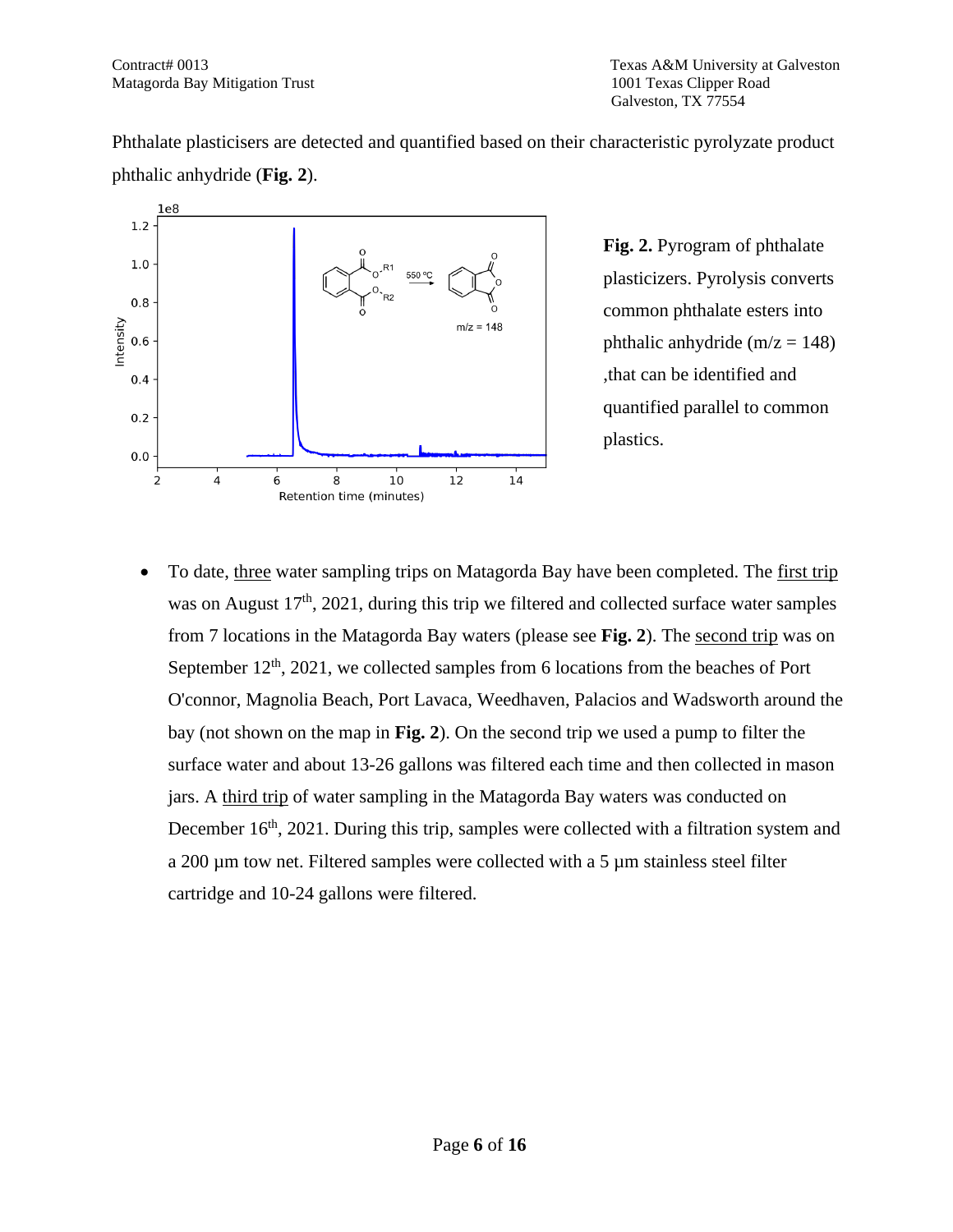Phthalate plasticisers are detected and quantified based on their characteristic pyrolyzate product phthalic anhydride (**Fig. 2**).

**Fig. 2.** Pyrogram of phthalate plasticizers. Pyrolysis converts common phthalate esters into phthalic anhydride (m/z = 148) ,that can be identified and quantified parallel to common plastics.

- To date, <u>three</u> water sampling trips on Matagorda Bay have been completed. The <u>first trip</u> was on August 17th, 2021, during this trip we filtered and collected surface water samples from 7 locations in the Matagorda Bay waters (please see **Fig. 2**). The <u>second trip</u> was on September 12th, 2021, we collected samples from 6 locations from the beaches of Port O'connor, Magnolia Beach, Port Lavaca, Weedhaven, Palacios and Wadsworth around the bay (not shown on the map in **Fig. 2**). On the second trip we used a pump to filter the surface water and about 13-26 gallons was filtered each time and then collected in mason jars. A <u>third trip</u> of water sampling in the Matagorda Bay waters was conducted on December 16th, 2021. During this trip, samples were collected with a filtration system and a 200 µm tow net. Filtered samples were collected with a 5 µm stainless steel filter cartridge and 10-24 gallons were filtered.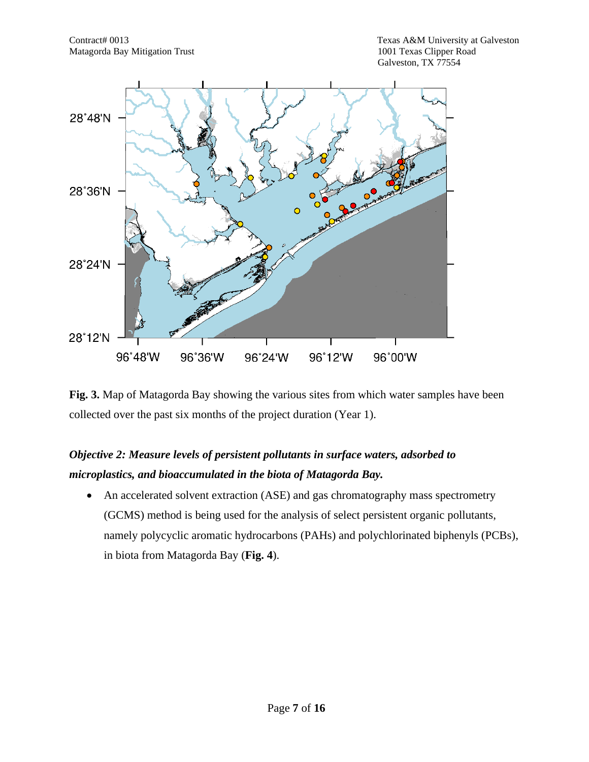**Fig. 3.** Map of Matagorda Bay showing the various sites from which water samples have been collected over the past six months of the project duration (Year 1).

***Objective 2: Measure levels of persistent pollutants in surface waters, adsorbed to microplastics, and bioaccumulated in the biota of Matagorda Bay.***

- An accelerated solvent extraction (ASE) and gas chromatography mass spectrometry (GCMS) method is being used for the analysis of select persistent organic pollutants, namely polycyclic aromatic hydrocarbons (PAHs) and polychlorinated biphenyls (PCBs), in biota from Matagorda Bay (**Fig. 4**).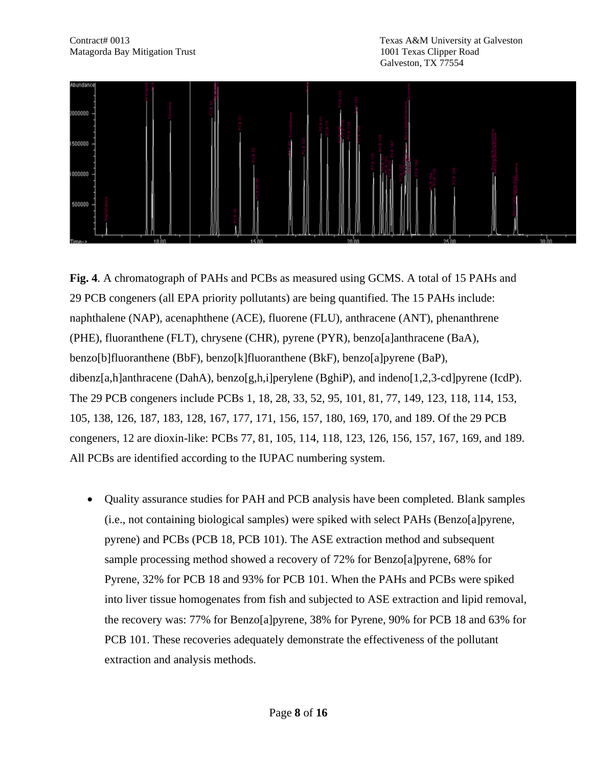**Fig. 4**. A chromatograph of PAHs and PCBs as measured using GCMS. A total of 15 PAHs and 29 PCB congeners (all EPA priority pollutants) are being quantified. The 15 PAHs include: naphthalene (NAP), acenaphthene (ACE), fluorene (FLU), anthracene (ANT), phenanthrene (PHE), fluoranthene (FLT), chrysene (CHR), pyrene (PYR), benzo[a]anthracene (BaA), benzo[b]fluoranthene (BbF), benzo[k]fluoranthene (BkF), benzo[a]pyrene (BaP), dibenz[a,h]anthracene (DahA), benzo[g,h,i]perylene (BghiP), and indeno[1,2,3-cd]pyrene (IcdP). The 29 PCB congeners include PCBs 1, 18, 28, 33, 52, 95, 101, 81, 77, 149, 123, 118, 114, 153, 105, 138, 126, 187, 183, 128, 167, 177, 171, 156, 157, 180, 169, 170, and 189. Of the 29 PCB congeners, 12 are dioxin-like: PCBs 77, 81, 105, 114, 118, 123, 126, 156, 157, 167, 169, and 189. All PCBs are identified according to the IUPAC numbering system.

- Quality assurance studies for PAH and PCB analysis have been completed. Blank samples (i.e., not containing biological samples) were spiked with select PAHs (Benzo[a]pyrene, pyrene) and PCBs (PCB 18, PCB 101). The ASE extraction method and subsequent sample processing method showed a recovery of 72% for Benzo[a]pyrene, 68% for Pyrene, 32% for PCB 18 and 93% for PCB 101. When the PAHs and PCBs were spiked into liver tissue homogenates from fish and subjected to ASE extraction and lipid removal, the recovery was: 77% for Benzo[a]pyrene, 38% for Pyrene, 90% for PCB 18 and 63% for PCB 101. These recoveries adequately demonstrate the effectiveness of the pollutant extraction and analysis methods.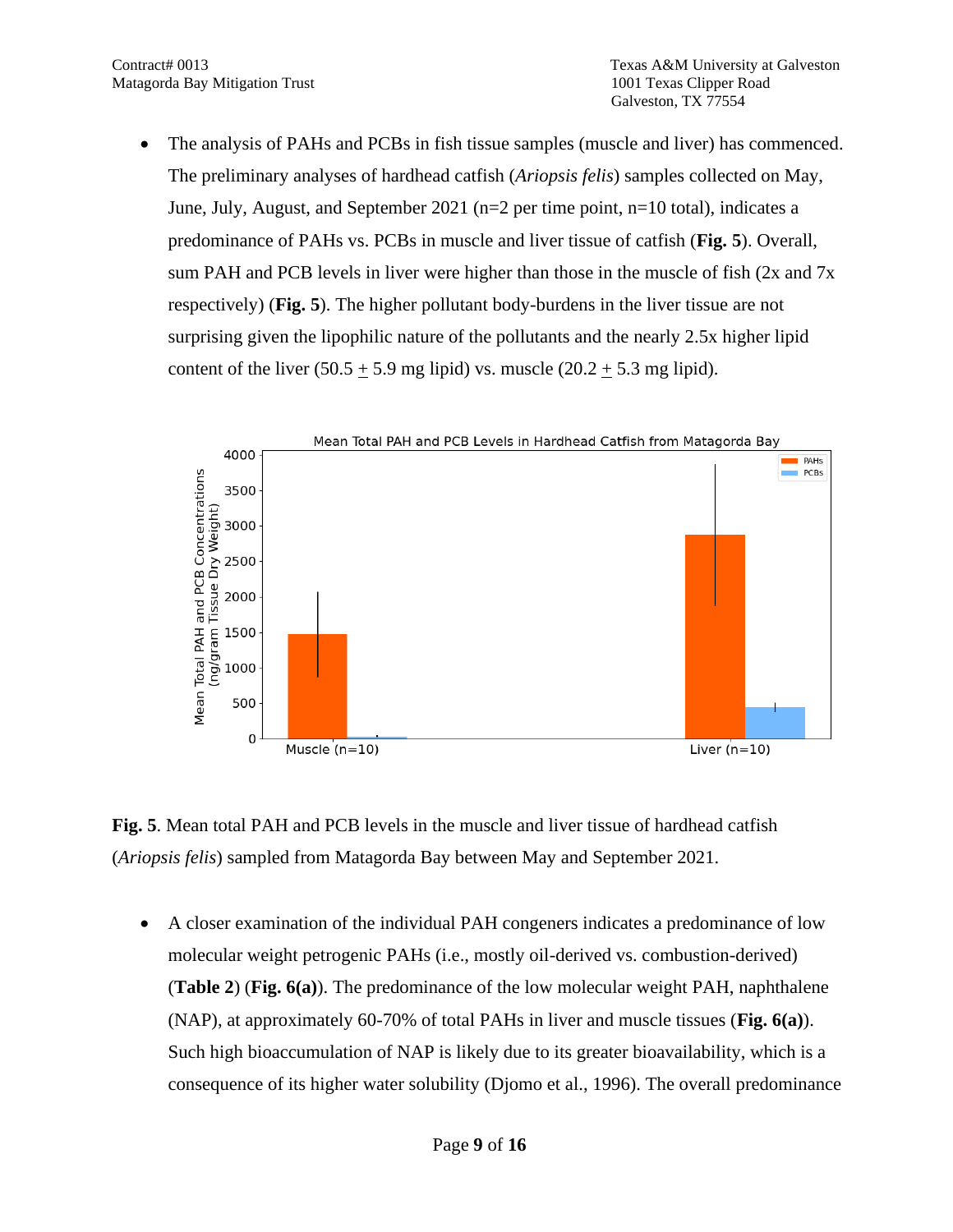- The analysis of PAHs and PCBs in fish tissue samples (muscle and liver) has commenced. The preliminary analyses of hardhead catfish (*Ariopsis felis*) samples collected on May, June, July, August, and September 2021 (n=2 per time point, n=10 total), indicates a predominance of PAHs vs. PCBs in muscle and liver tissue of catfish (**Fig. 5**). Overall, sum PAH and PCB levels in liver were higher than those in the muscle of fish (2x and 7x respectively) (**Fig. 5**). The higher pollutant body-burdens in the liver tissue are not surprising given the lipophilic nature of the pollutants and the nearly 2.5x higher lipid content of the liver (50.5 $\pm$ 5.9 mg lipid) vs. muscle (20.2 $\pm$ 5.3 mg lipid).

**Fig. 5**. Mean total PAH and PCB levels in the muscle and liver tissue of hardhead catfish (*Ariopsis felis*) sampled from Matagorda Bay between May and September 2021.

- A closer examination of the individual PAH congeners indicates a predominance of low molecular weight petrogenic PAHs (i.e., mostly oil-derived vs. combustion-derived) (**Table 2**) (**Fig. 6(a)**). The predominance of the low molecular weight PAH, naphthalene (NAP), at approximately 60-70% of total PAHs in liver and muscle tissues (**Fig. 6(a)**). Such high bioaccumulation of NAP is likely due to its greater bioavailability, which is a consequence of its higher water solubility (Djomo et al., 1996). The overall predominance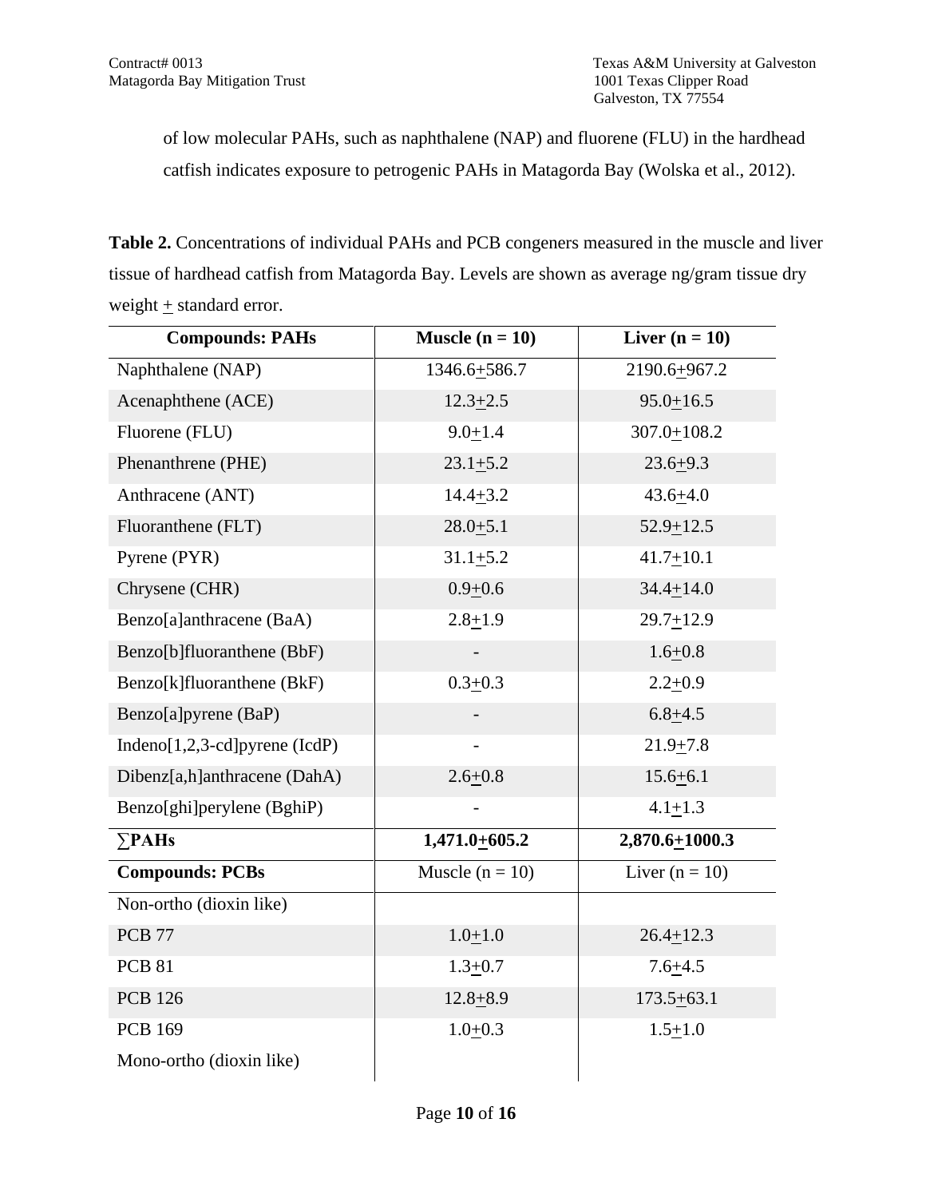of low molecular PAHs, such as naphthalene (NAP) and fluorene (FLU) in the hardhead catfish indicates exposure to petrogenic PAHs in Matagorda Bay (Wolska et al., 2012).

**Table 2.** Concentrations of individual PAHs and PCB congeners measured in the muscle and liver tissue of hardhead catfish from Matagorda Bay. Levels are shown as average ng/gram tissue dry weight $\pm$ standard error.

| **Compounds: PAHs** | **Muscle (n = 10)** | **Liver (n = 10)** |
|---|---|---|
| Naphthalene (NAP) | $1346.6 \pm 586.7$ | $2190.6 \pm 967.2$ |
| Acenaphthene (ACE) | $12.3 \pm 2.5$ | $95.0 \pm 16.5$ |
| Fluorene (FLU) | $9.0 \pm 1.4$ | $307.0 \pm 108.2$ |
| Phenanthrene (PHE) | $23.1 \pm 5.2$ | $23.6 \pm 9.3$ |
| Anthracene (ANT) | $14.4 \pm 3.2$ | $43.6 \pm 4.0$ |
| Fluoranthene (FLT) | $28.0 \pm 5.1$ | $52.9 \pm 12.5$ |
| Pyrene (PYR) | $31.1 \pm 5.2$ | $41.7 \pm 10.1$ |
| Chrysene (CHR) | $0.9 \pm 0.6$ | $34.4 \pm 14.0$ |
| Benzo[a]anthracene (BaA) | $2.8 \pm 1.9$ | $29.7 \pm 12.9$ |
| Benzo[b]fluoranthene (BbF) | - | $1.6 \pm 0.8$ |
| Benzo[k]fluoranthene (BkF) | $0.3 \pm 0.3$ | $2.2 \pm 0.9$ |
| Benzo[a]pyrene (BaP) | - | $6.8 \pm 4.5$ |
| Indeno[1,2,3-cd]pyrene (IcdP) | - | $21.9 \pm 7.8$ |
| Dibenz[a,h]anthracene (DahA) | $2.6 \pm 0.8$ | $15.6 \pm 6.1$ |
| Benzo[ghi]perylene (BghiP) | - | $4.1 \pm 1.3$ |
| **∑PAHs** | **$1,471.0 \pm 605.2$** | **$2,870.6 \pm 1000.3$** |
| **Compounds: PCBs** | Muscle (n = 10) | Liver (n = 10) |
| Non-ortho (dioxin like) | | |
| PCB 77 | $1.0 \pm 1.0$ | $26.4 \pm 12.3$ |
| PCB 81 | $1.3 \pm 0.7$ | $7.6 \pm 4.5$ |
| PCB 126 | $12.8 \pm 8.9$ | $173.5 \pm 63.1$ |
| PCB 169 | $1.0 \pm 0.3$ | $1.5 \pm 1.0$ |
| Mono-ortho (dioxin like) | | |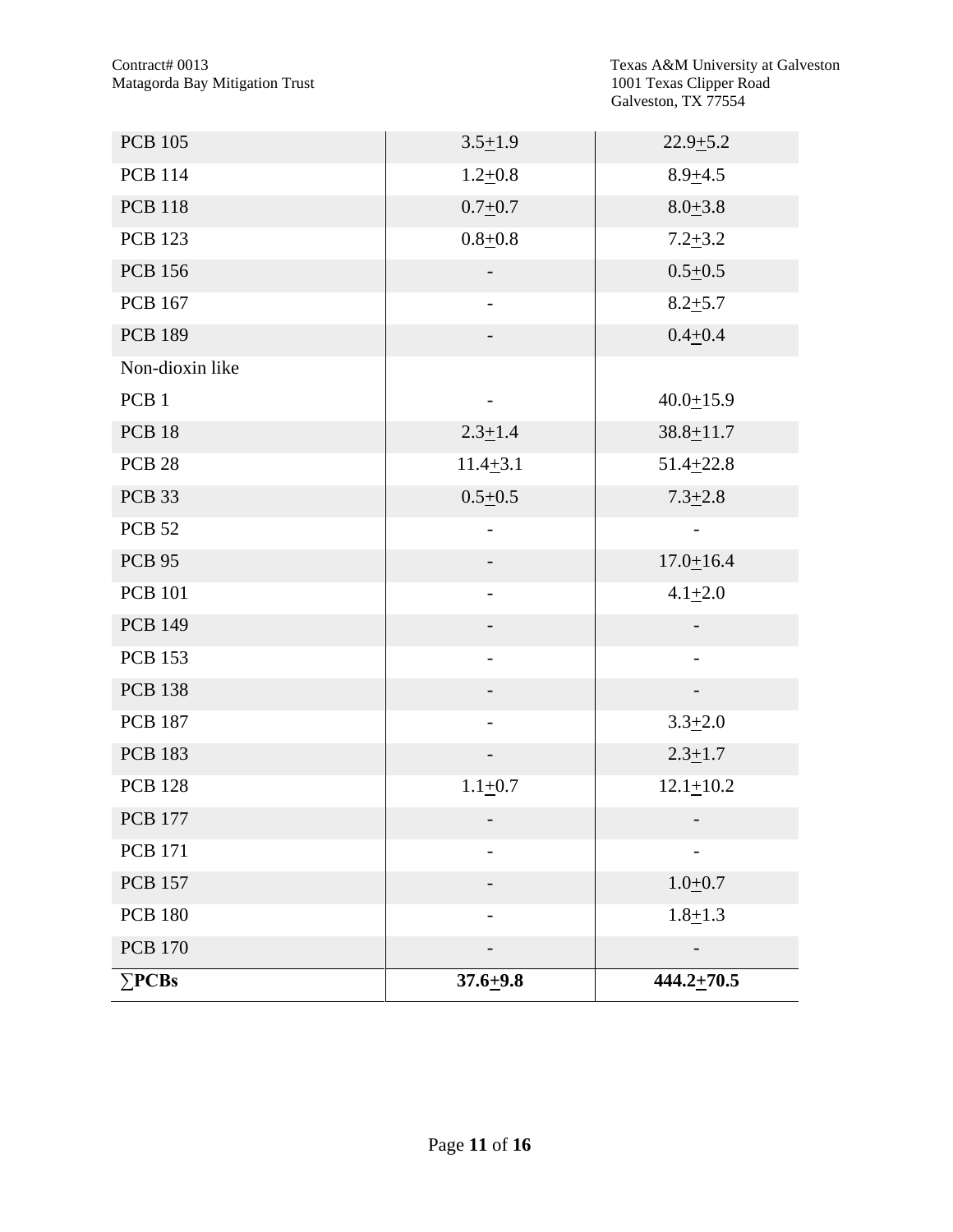| | | |
|---|---|---|
| PCB 105 | 3.5±1.9 | 22.9±5.2 |
| PCB 114 | 1.2±0.8 | 8.9±4.5 |
| PCB 118 | 0.7±0.7 | 8.0±3.8 |
| PCB 123 | 0.8±0.8 | 7.2±3.2 |
| PCB 156 | - | 0.5±0.5 |
| PCB 167 | - | 8.2±5.7 |
| PCB 189 | - | 0.4±0.4 |
| Non-dioxin like | | |
| PCB 1 | - | 40.0±15.9 |
| PCB 18 | 2.3±1.4 | 38.8±11.7 |
| PCB 28 | 11.4±3.1 | 51.4±22.8 |
| PCB 33 | 0.5±0.5 | 7.3±2.8 |
| PCB 52 | - | - |
| PCB 95 | - | 17.0±16.4 |
| PCB 101 | - | 4.1±2.0 |
| PCB 149 | - | - |
| PCB 153 | - | - |
| PCB 138 | - | - |
| PCB 187 | - | 3.3±2.0 |
| PCB 183 | - | 2.3±1.7 |
| PCB 128 | 1.1±0.7 | 12.1±10.2 |
| PCB 177 | - | - |
| PCB 171 | - | - |
| PCB 157 | - | 1.0±0.7 |
| PCB 180 | - | 1.8±1.3 |
| PCB 170 | - | - |
| **∑PCBs** | **37.6±9.8** | **444.2±70.5** |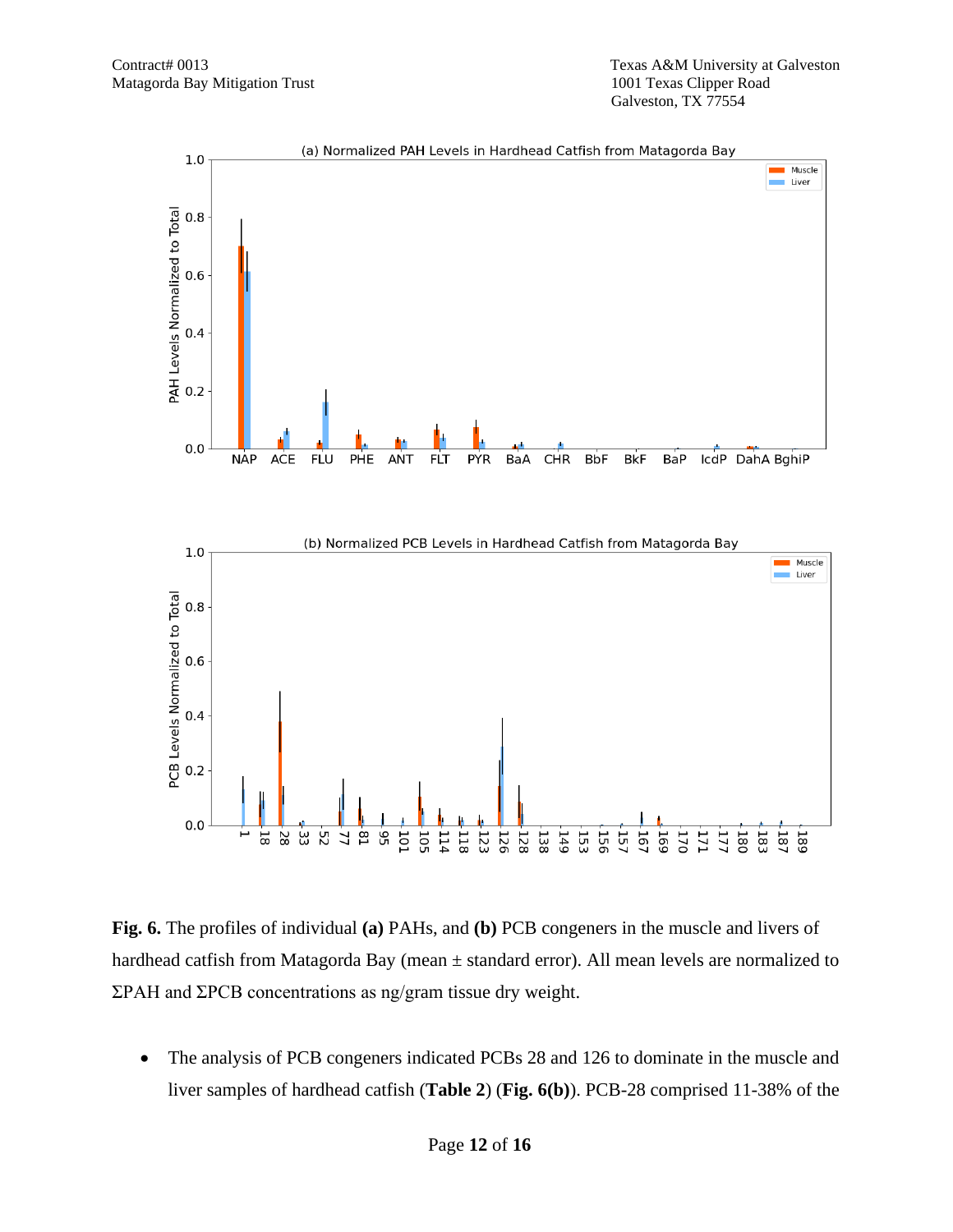**Fig. 6.** The profiles of individual **(a)** PAHs, and **(b)** PCB congeners in the muscle and livers of hardhead catfish from Matagorda Bay (mean ± standard error). All mean levels are normalized to ΣPAH and ΣPCB concentrations as ng/gram tissue dry weight.

- The analysis of PCB congeners indicated PCBs 28 and 126 to dominate in the muscle and liver samples of hardhead catfish (**Table 2**) (**Fig. 6(b)**). PCB-28 comprised 11-38% of the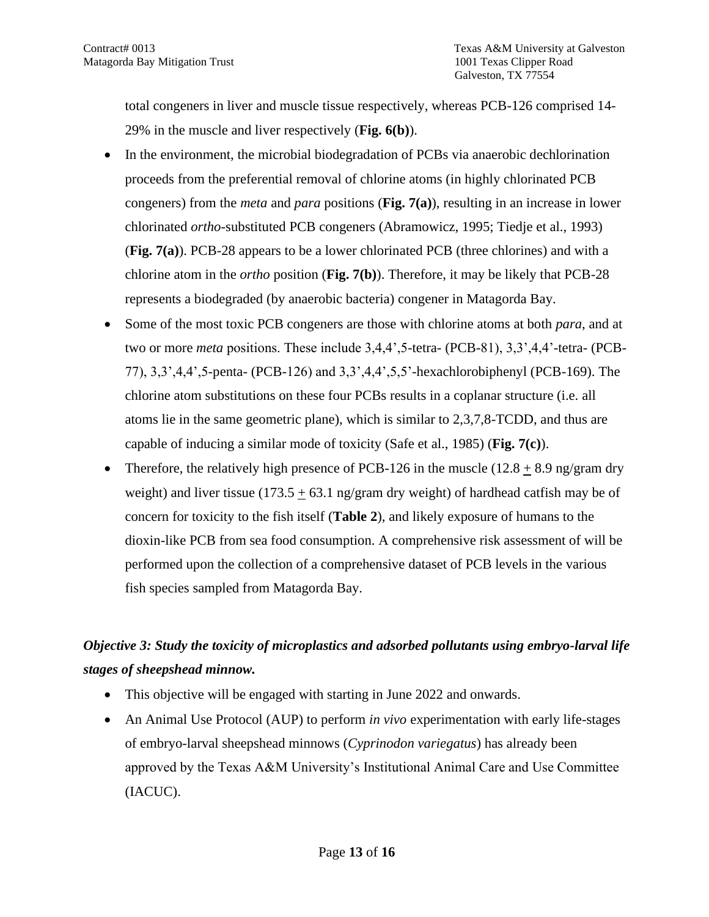total congeners in liver and muscle tissue respectively, whereas PCB-126 comprised 14-29% in the muscle and liver respectively (**Fig. 6(b)**).

- In the environment, the microbial biodegradation of PCBs via anaerobic dechlorination proceeds from the preferential removal of chlorine atoms (in highly chlorinated PCB congeners) from the *meta* and *para* positions (**Fig. 7(a)**), resulting in an increase in lower chlorinated *ortho*-substituted PCB congeners (Abramowicz, 1995; Tiedje et al., 1993) (**Fig. 7(a)**). PCB-28 appears to be a lower chlorinated PCB (three chlorines) and with a chlorine atom in the *ortho* position (**Fig. 7(b)**). Therefore, it may be likely that PCB-28 represents a biodegraded (by anaerobic bacteria) congener in Matagorda Bay.
- Some of the most toxic PCB congeners are those with chlorine atoms at both *para*, and at two or more *meta* positions. These include 3,4,4',5-tetra- (PCB-81), 3,3',4,4'-tetra- (PCB-77), 3,3',4,4',5-penta- (PCB-126) and 3,3',4,4',5,5'-hexachlorobiphenyl (PCB-169). The chlorine atom substitutions on these four PCBs results in a coplanar structure (i.e. all atoms lie in the same geometric plane), which is similar to 2,3,7,8-TCDD, and thus are capable of inducing a similar mode of toxicity (Safe et al., 1985) (**Fig. 7(c)**).
- Therefore, the relatively high presence of PCB-126 in the muscle ($12.8 \pm 8.9$ ng/gram dry weight) and liver tissue ($173.5 \pm 63.1$ ng/gram dry weight) of hardhead catfish may be of concern for toxicity to the fish itself (**Table 2**), and likely exposure of humans to the dioxin-like PCB from sea food consumption. A comprehensive risk assessment of will be performed upon the collection of a comprehensive dataset of PCB levels in the various fish species sampled from Matagorda Bay.

### *Objective 3: Study the toxicity of microplastics and adsorbed pollutants using embryo-larval life stages of sheepshead minnow.*

- This objective will be engaged with starting in June 2022 and onwards.
- An Animal Use Protocol (AUP) to perform *in vivo* experimentation with early life-stages of embryo-larval sheepshead minnows (*Cyprinodon variegatus*) has already been approved by the Texas A&M University's Institutional Animal Care and Use Committee (IACUC).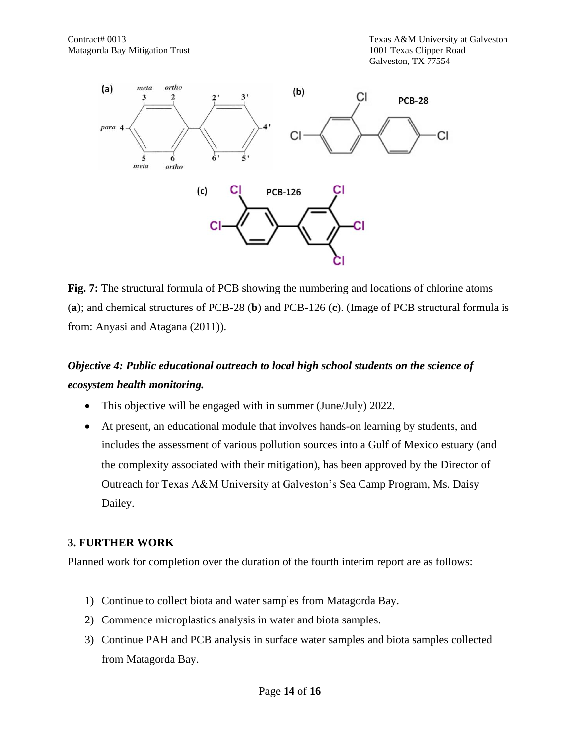**Fig. 7:** The structural formula of PCB showing the numbering and locations of chlorine atoms (**a**); and chemical structures of PCB-28 (**b**) and PCB-126 (**c**). (Image of PCB structural formula is from: Anyasi and Atagana (2011)).

***Objective 4: Public educational outreach to local high school students on the science of ecosystem health monitoring.***

- This objective will be engaged with in summer (June/July) 2022.
- At present, an educational module that involves hands-on learning by students, and includes the assessment of various pollution sources into a Gulf of Mexico estuary (and the complexity associated with their mitigation), has been approved by the Director of Outreach for Texas A&M University at Galveston's Sea Camp Program, Ms. Daisy Dailey.

## 3. FURTHER WORK

Planned work for completion over the duration of the fourth interim report are as follows:

1) Continue to collect biota and water samples from Matagorda Bay.
2) Commence microplastics analysis in water and biota samples.
3) Continue PAH and PCB analysis in surface water samples and biota samples collected from Matagorda Bay.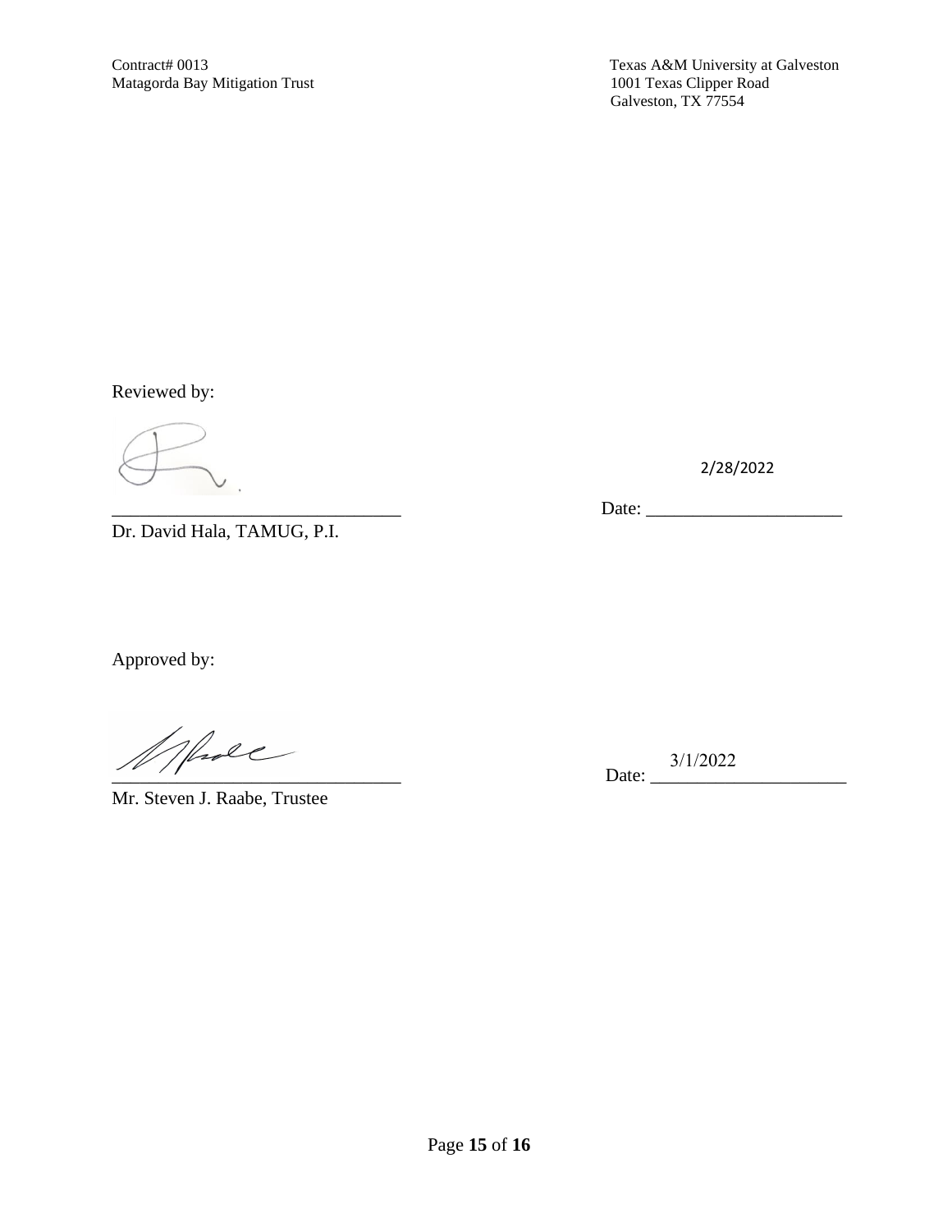Reviewed by:

_______________________________ Date: 2/28/2022

Dr. David Hala, TAMUG, P.I.

Approved by:

_______________________________ Date: 3/1/2022

Mr. Steven J. Raabe, Trustee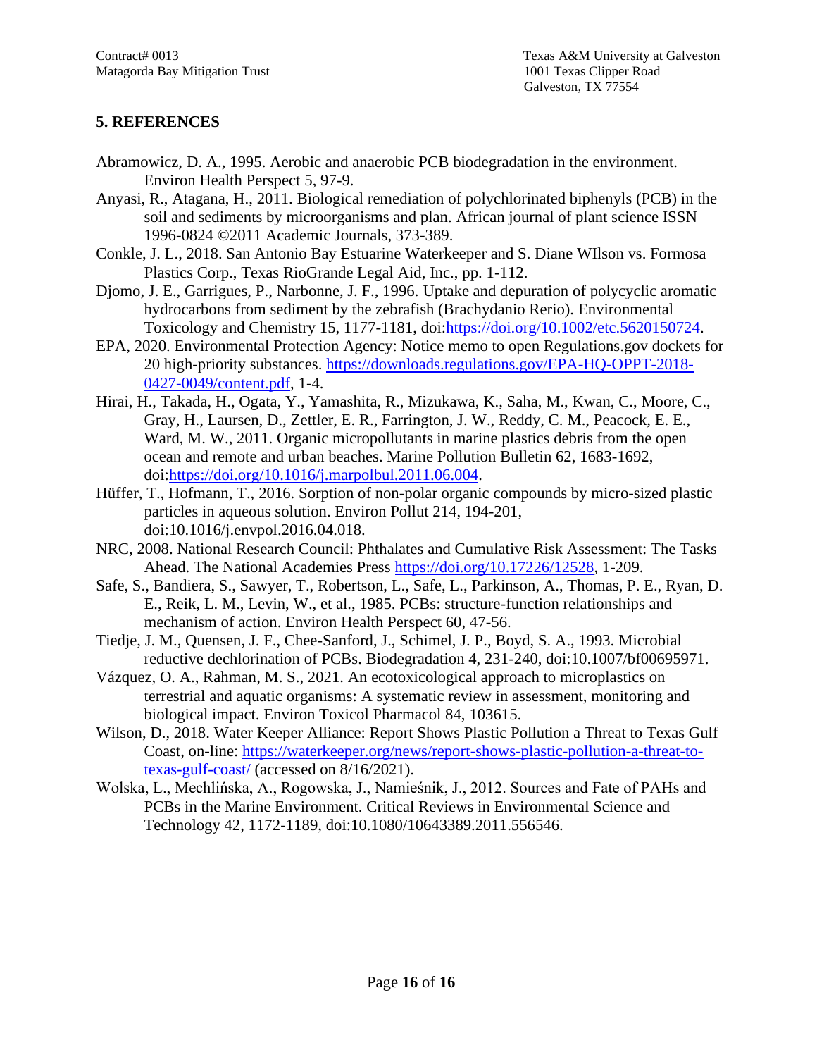## 5. REFERENCES

Abramowicz, D. A., 1995. Aerobic and anaerobic PCB biodegradation in the environment. Environ Health Perspect 5, 97-9.

Anyasi, R., Atagana, H., 2011. Biological remediation of polychlorinated biphenyls (PCB) in the soil and sediments by microorganisms and plan. African journal of plant science ISSN 1996-0824 ©2011 Academic Journals, 373-389.

Conkle, J. L., 2018. San Antonio Bay Estuarine Waterkeeper and S. Diane WIlson vs. Formosa Plastics Corp., Texas RioGrande Legal Aid, Inc., pp. 1-112.

Djomo, J. E., Garrigues, P., Narbonne, J. F., 1996. Uptake and depuration of polycyclic aromatic hydrocarbons from sediment by the zebrafish (Brachydanio Rerio). Environmental Toxicology and Chemistry 15, 1177-1181, doi:https://doi.org/10.1002/etc.5620150724.

EPA, 2020. Environmental Protection Agency: Notice memo to open Regulations.gov dockets for 20 high-priority substances. https://downloads.regulations.gov/EPA-HQ-OPPT-2018-0427-0049/content.pdf, 1-4.

Hirai, H., Takada, H., Ogata, Y., Yamashita, R., Mizukawa, K., Saha, M., Kwan, C., Moore, C., Gray, H., Laursen, D., Zettler, E. R., Farrington, J. W., Reddy, C. M., Peacock, E. E., Ward, M. W., 2011. Organic micropollutants in marine plastics debris from the open ocean and remote and urban beaches. Marine Pollution Bulletin 62, 1683-1692, doi:https://doi.org/10.1016/j.marpolbul.2011.06.004.

Hüffer, T., Hofmann, T., 2016. Sorption of non-polar organic compounds by micro-sized plastic particles in aqueous solution. Environ Pollut 214, 194-201, doi:10.1016/j.envpol.2016.04.018.

NRC, 2008. National Research Council: Phthalates and Cumulative Risk Assessment: The Tasks Ahead. The National Academies Press https://doi.org/10.17226/12528, 1-209.

Safe, S., Bandiera, S., Sawyer, T., Robertson, L., Safe, L., Parkinson, A., Thomas, P. E., Ryan, D. E., Reik, L. M., Levin, W., et al., 1985. PCBs: structure-function relationships and mechanism of action. Environ Health Perspect 60, 47-56.

Tiedje, J. M., Quensen, J. F., Chee-Sanford, J., Schimel, J. P., Boyd, S. A., 1993. Microbial reductive dechlorination of PCBs. Biodegradation 4, 231-240, doi:10.1007/bf00695971.

Vázquez, O. A., Rahman, M. S., 2021. An ecotoxicological approach to microplastics on terrestrial and aquatic organisms: A systematic review in assessment, monitoring and biological impact. Environ Toxicol Pharmacol 84, 103615.

Wilson, D., 2018. Water Keeper Alliance: Report Shows Plastic Pollution a Threat to Texas Gulf Coast, on-line: https://waterkeeper.org/news/report-shows-plastic-pollution-a-threat-to-texas-gulf-coast/ (accessed on 8/16/2021).

Wolska, L., Mechlińska, A., Rogowska, J., Namieśnik, J., 2012. Sources and Fate of PAHs and PCBs in the Marine Environment. Critical Reviews in Environmental Science and Technology 42, 1172-1189, doi:10.1080/10643389.2011.556546.